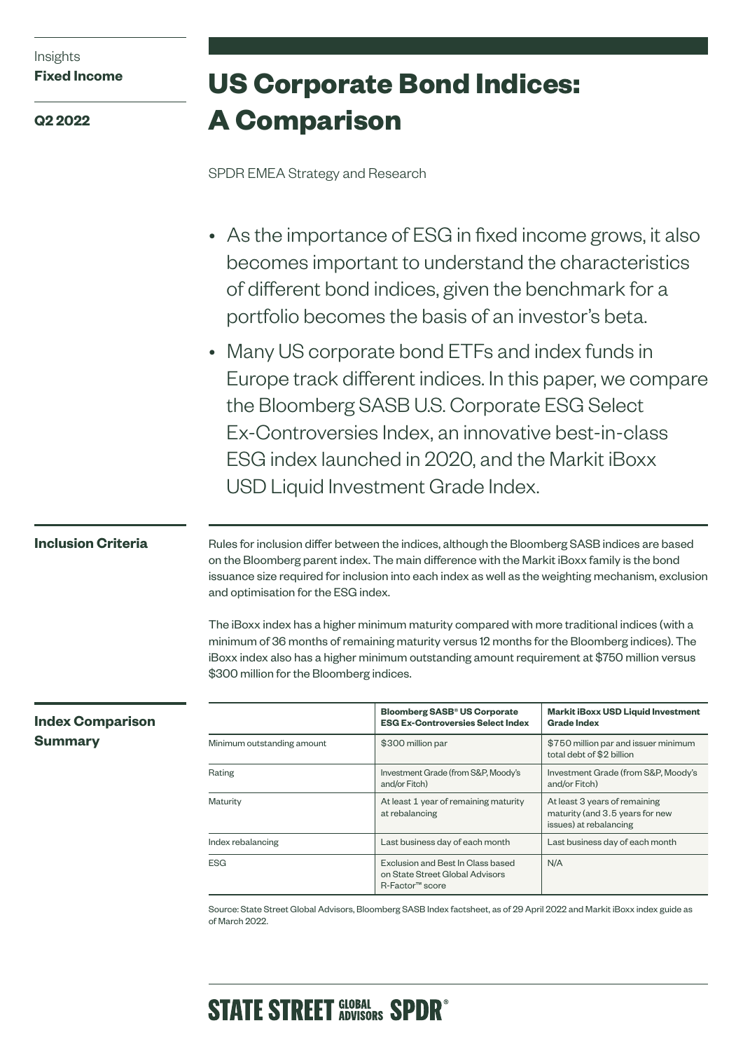Insights
**Fixed Income**

**Q2 2022**

# US Corporate Bond Indices: A Comparison

SPDR EMEA Strategy and Research

- As the importance of ESG in fixed income grows, it also becomes important to understand the characteristics of different bond indices, given the benchmark for a portfolio becomes the basis of an investor's beta.
- Many US corporate bond ETFs and index funds in Europe track different indices. In this paper, we compare the Bloomberg SASB U.S. Corporate ESG Select Ex-Controversies Index, an innovative best-in-class ESG index launched in 2020, and the Markit iBoxx USD Liquid Investment Grade Index.

## Inclusion Criteria

Rules for inclusion differ between the indices, although the Bloomberg SASB indices are based on the Bloomberg parent index. The main difference with the Markit iBoxx family is the bond issuance size required for inclusion into each index as well as the weighting mechanism, exclusion and optimisation for the ESG index.

The iBoxx index has a higher minimum maturity compared with more traditional indices (with a minimum of 36 months of remaining maturity versus 12 months for the Bloomberg indices). The iBoxx index also has a higher minimum outstanding amount requirement at $750 million versus $300 million for the Bloomberg indices.

## Index Comparison Summary

| | Bloomberg SASB® US Corporate ESG Ex-Controversies Select Index | Markit iBoxx USD Liquid Investment Grade Index |
|---|---|---|
| Minimum outstanding amount | $300 million par | $750 million par and issuer minimum total debt of $2 billion |
| Rating | Investment Grade (from S&P, Moody's and/or Fitch) | Investment Grade (from S&P, Moody's and/or Fitch) |
| Maturity | At least 1 year of remaining maturity at rebalancing | At least 3 years of remaining maturity (and 3.5 years for new issues) at rebalancing |
| Index rebalancing | Last business day of each month | Last business day of each month |
| ESG | Exclusion and Best In Class based on State Street Global Advisors R-Factor™ score | N/A |

Source: State Street Global Advisors, Bloomberg SASB Index factsheet, as of 29 April 2022 and Markit iBoxx index guide as of March 2022.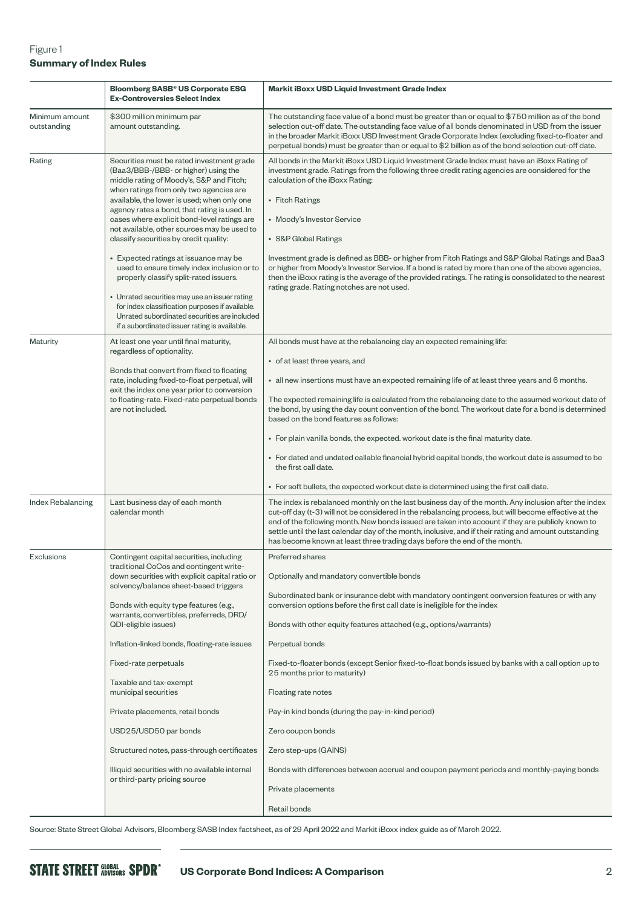Figure 1
**Summary of Index Rules**

| | **Bloomberg SASB® US Corporate ESG Ex-Controversies Select Index** | **Markit iBoxx USD Liquid Investment Grade Index** |
|---|---|---|
| Minimum amount outstanding | $300 million minimum par amount outstanding. | The outstanding face value of a bond must be greater than or equal to $750 million as of the bond selection cut-off date. The outstanding face value of all bonds denominated in USD from the issuer in the broader Markit iBoxx USD Investment Grade Corporate Index (excluding fixed-to-floater and perpetual bonds) must be greater than or equal to $2 billion as of the bond selection cut-off date. |
| Rating | Securities must be rated investment grade (Baa3/BBB-/BBB- or higher) using the middle rating of Moody's, S&P and Fitch; when ratings from only two agencies are available, the lower is used; when only one agency rates a bond, that rating is used. In cases where explicit bond-level ratings are not available, other sources may be used to classify securities by credit quality:<br><br>• Expected ratings at issuance may be used to ensure timely index inclusion or to properly classify split-rated issuers.<br><br>• Unrated securities may use an issuer rating for index classification purposes if available. Unrated subordinated securities are included if a subordinated issuer rating is available. | All bonds in the Markit iBoxx USD Liquid Investment Grade Index must have an iBoxx Rating of investment grade. Ratings from the following three credit rating agencies are considered for the calculation of the iBoxx Rating:<br><br>• Fitch Ratings<br><br>• Moody's Investor Service<br><br>• S&P Global Ratings<br><br>Investment grade is defined as BBB- or higher from Fitch Ratings and S&P Global Ratings and Baa3 or higher from Moody's Investor Service. If a bond is rated by more than one of the above agencies, then the iBoxx rating is the average of the provided ratings. The rating is consolidated to the nearest rating grade. Rating notches are not used. |
| Maturity | At least one year until final maturity, regardless of optionality.<br><br>Bonds that convert from fixed to floating rate, including fixed-to-float perpetual, will exit the index one year prior to conversion to floating-rate. Fixed-rate perpetual bonds are not included. | All bonds must have at the rebalancing day an expected remaining life:<br><br>• of at least three years, and<br><br>• all new insertions must have an expected remaining life of at least three years and 6 months.<br><br>The expected remaining life is calculated from the rebalancing date to the assumed workout date of the bond, by using the day count convention of the bond. The workout date for a bond is determined based on the bond features as follows:<br><br>• For plain vanilla bonds, the expected. workout date is the final maturity date.<br><br>• For dated and undated callable financial hybrid capital bonds, the workout date is assumed to be the first call date.<br><br>• For soft bullets, the expected workout date is determined using the first call date. |
| Index Rebalancing | Last business day of each month calendar month | The index is rebalanced monthly on the last business day of the month. Any inclusion after the index cut-off day (t-3) will not be considered in the rebalancing process, but will become effective at the end of the following month. New bonds issued are taken into account if they are publicly known to settle until the last calendar day of the month, inclusive, and if their rating and amount outstanding has become known at least three trading days before the end of the month. |
| Exclusions | Contingent capital securities, including traditional CoCos and contingent write-down securities with explicit capital ratio or solvency/balance sheet-based triggers<br><br>Bonds with equity type features (e.g., warrants, convertibles, preferreds, DRD/QDI-eligible issues)<br><br>Inflation-linked bonds, floating-rate issues<br><br>Fixed-rate perpetuals<br><br>Taxable and tax-exempt municipal securities<br><br>Private placements, retail bonds<br><br>USD25/USD50 par bonds<br><br>Structured notes, pass-through certificates<br><br>Illiquid securities with no available internal or third-party pricing source | Preferred shares<br><br>Optionally and mandatory convertible bonds<br><br>Subordinated bank or insurance debt with mandatory contingent conversion features or with any conversion options before the first call date is ineligible for the index<br><br>Bonds with other equity features attached (e.g., options/warrants)<br><br>Perpetual bonds<br><br>Fixed-to-floater bonds (except Senior fixed-to-float bonds issued by banks with a call option up to 25 months prior to maturity)<br><br>Floating rate notes<br><br>Pay-in kind bonds (during the pay-in-kind period)<br><br>Zero coupon bonds<br><br>Zero step-ups (GAINS)<br><br>Bonds with differences between accrual and coupon payment periods and monthly-paying bonds<br><br>Private placements<br><br>Retail bonds |

Source: State Street Global Advisors, Bloomberg SASB Index factsheet, as of 29 April 2022 and Markit iBoxx index guide as of March 2022.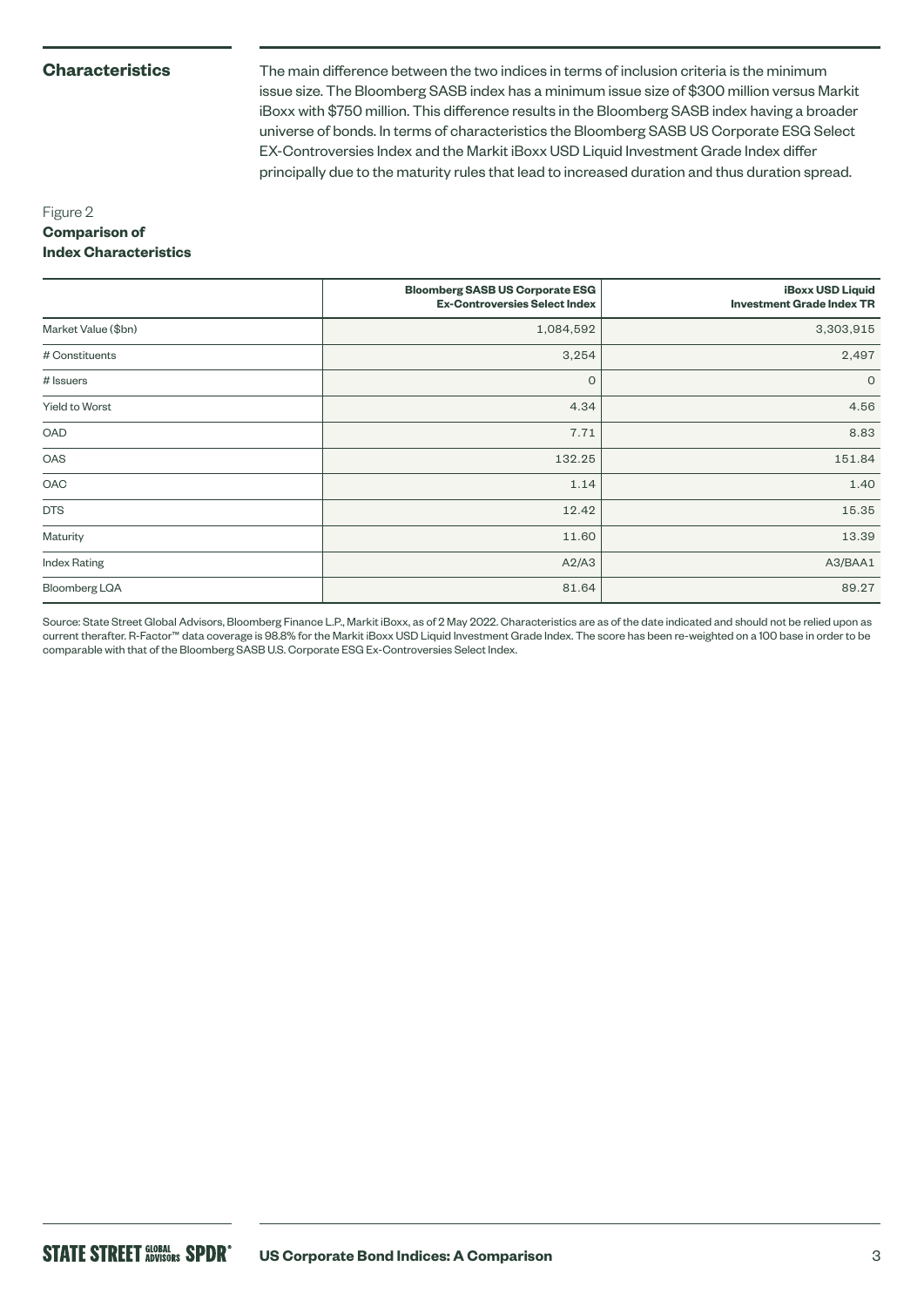## Characteristics

The main difference between the two indices in terms of inclusion criteria is the minimum issue size. The Bloomberg SASB index has a minimum issue size of $300 million versus Markit iBoxx with $750 million. This difference results in the Bloomberg SASB index having a broader universe of bonds. In terms of characteristics the Bloomberg SASB US Corporate ESG Select EX-Controversies Index and the Markit iBoxx USD Liquid Investment Grade Index differ principally due to the maturity rules that lead to increased duration and thus duration spread.

Figure 2
**Comparison of Index Characteristics**

| | Bloomberg SASB US Corporate ESG Ex-Controversies Select Index | iBoxx USD Liquid Investment Grade Index TR |
|---|---|---|
| Market Value ($bn) | 1,084,592 | 3,303,915 |
| # Constituents | 3,254 | 2,497 |
| # Issuers | 0 | 0 |
| Yield to Worst | 4.34 | 4.56 |
| OAD | 7.71 | 8.83 |
| OAS | 132.25 | 151.84 |
| OAC | 1.14 | 1.40 |
| DTS | 12.42 | 15.35 |
| Maturity | 11.60 | 13.39 |
| Index Rating | A2/A3 | A3/BAA1 |
| Bloomberg LQA | 81.64 | 89.27 |

Source: State Street Global Advisors, Bloomberg Finance L.P., Markit iBoxx, as of 2 May 2022. Characteristics are as of the date indicated and should not be relied upon as current therafter. R-Factor™ data coverage is 98.8% for the Markit iBoxx USD Liquid Investment Grade Index. The score has been re-weighted on a 100 base in order to be comparable with that of the Bloomberg SASB U.S. Corporate ESG Ex-Controversies Select Index.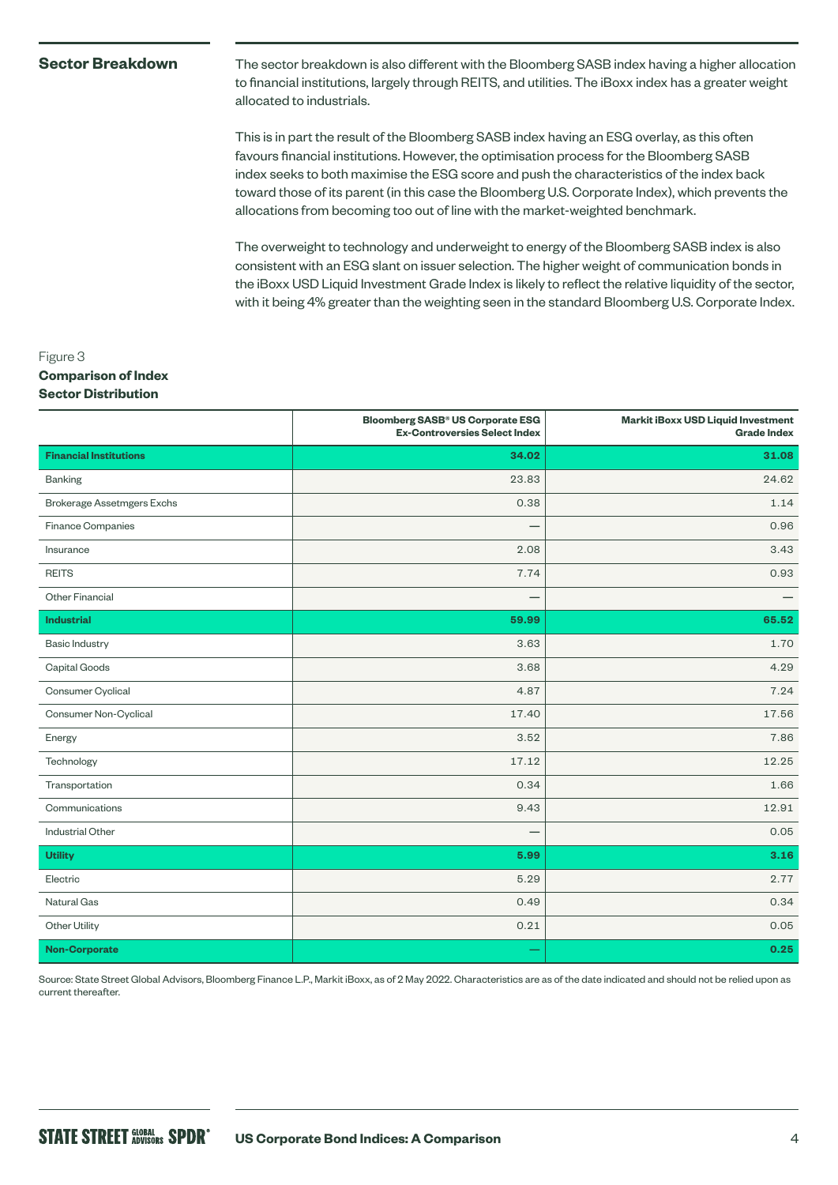## Sector Breakdown

The sector breakdown is also different with the Bloomberg SASB index having a higher allocation to financial institutions, largely through REITS, and utilities. The iBoxx index has a greater weight allocated to industrials.

This is in part the result of the Bloomberg SASB index having an ESG overlay, as this often favours financial institutions. However, the optimisation process for the Bloomberg SASB index seeks to both maximise the ESG score and push the characteristics of the index back toward those of its parent (in this case the Bloomberg U.S. Corporate Index), which prevents the allocations from becoming too out of line with the market-weighted benchmark.

The overweight to technology and underweight to energy of the Bloomberg SASB index is also consistent with an ESG slant on issuer selection. The higher weight of communication bonds in the iBoxx USD Liquid Investment Grade Index is likely to reflect the relative liquidity of the sector, with it being 4% greater than the weighting seen in the standard Bloomberg U.S. Corporate Index.

Figure 3
**Comparison of Index Sector Distribution**

| | Bloomberg SASB® US Corporate ESG Ex-Controversies Select Index | Markit iBoxx USD Liquid Investment Grade Index |
|---|---|---|
| **Financial Institutions** | **34.02** | **31.08** |
| Banking | 23.83 | 24.62 |
| Brokerage Assetmgers Exchs | 0.38 | 1.14 |
| Finance Companies | — | 0.96 |
| Insurance | 2.08 | 3.43 |
| REITS | 7.74 | 0.93 |
| Other Financial | — | — |
| **Industrial** | **59.99** | **65.52** |
| Basic Industry | 3.63 | 1.70 |
| Capital Goods | 3.68 | 4.29 |
| Consumer Cyclical | 4.87 | 7.24 |
| Consumer Non-Cyclical | 17.40 | 17.56 |
| Energy | 3.52 | 7.86 |
| Technology | 17.12 | 12.25 |
| Transportation | 0.34 | 1.66 |
| Communications | 9.43 | 12.91 |
| Industrial Other | — | 0.05 |
| **Utility** | **5.99** | **3.16** |
| Electric | 5.29 | 2.77 |
| Natural Gas | 0.49 | 0.34 |
| Other Utility | 0.21 | 0.05 |
| **Non-Corporate** | — | **0.25** |

Source: State Street Global Advisors, Bloomberg Finance L.P., Markit iBoxx, as of 2 May 2022. Characteristics are as of the date indicated and should not be relied upon as current thereafter.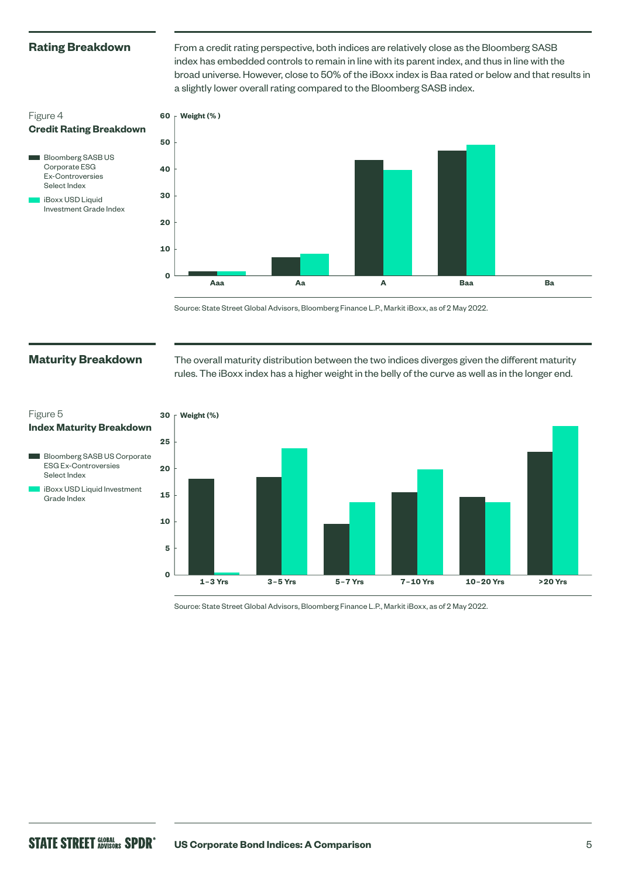## Rating Breakdown

From a credit rating perspective, both indices are relatively close as the Bloomberg SASB index has embedded controls to remain in line with its parent index, and thus in line with the broad universe. However, close to 50% of the iBoxx index is Baa rated or below and that results in a slightly lower overall rating compared to the Bloomberg SASB index.

Figure 4
**Credit Rating Breakdown**

- Bloomberg SASB US Corporate ESG Ex-Controversies Select Index
- iBoxx USD Liquid Investment Grade Index

Weight (%)

Aaa | Aa | A | Baa | Ba

Source: State Street Global Advisors, Bloomberg Finance L.P., Markit iBoxx, as of 2 May 2022.

## Maturity Breakdown

The overall maturity distribution between the two indices diverges given the different maturity rules. The iBoxx index has a higher weight in the belly of the curve as well as in the longer end.

Figure 5
**Index Maturity Breakdown**

- Bloomberg SASB US Corporate ESG Ex-Controversies Select Index
- iBoxx USD Liquid Investment Grade Index

Weight (%)

1–3 Yrs | 3–5 Yrs | 5–7 Yrs | 7–10 Yrs | 10–20 Yrs | >20 Yrs

Source: State Street Global Advisors, Bloomberg Finance L.P., Markit iBoxx, as of 2 May 2022.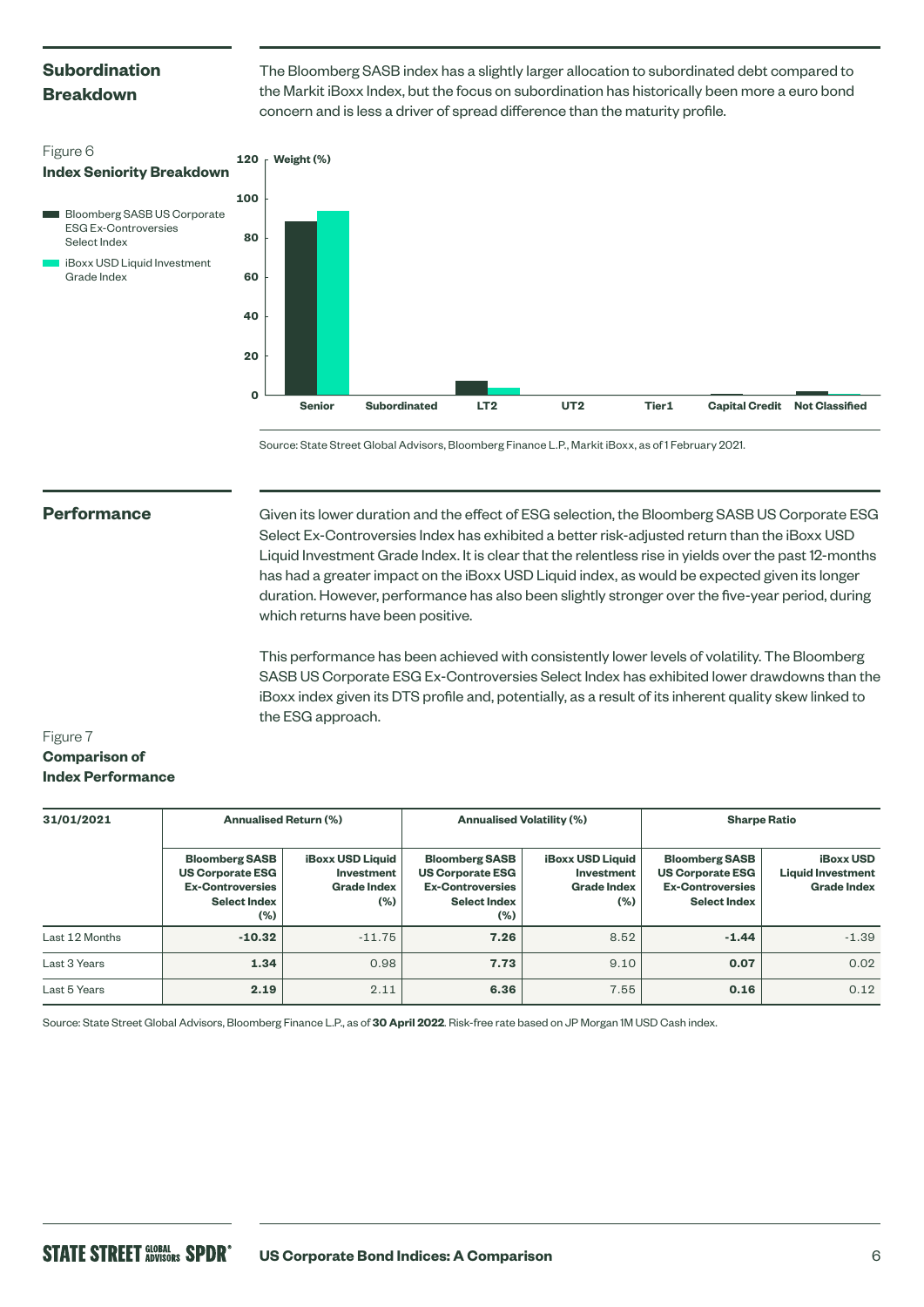## Subordination Breakdown

The Bloomberg SASB index has a slightly larger allocation to subordinated debt compared to the Markit iBoxx Index, but the focus on subordination has historically been more a euro bond concern and is less a driver of spread difference than the maturity profile.

Figure 6
**Index Seniority Breakdown**

- Bloomberg SASB US Corporate ESG Ex-Controversies Select Index
- iBoxx USD Liquid Investment Grade Index

Source: State Street Global Advisors, Bloomberg Finance L.P., Markit iBoxx, as of 1 February 2021.

## Performance

Given its lower duration and the effect of ESG selection, the Bloomberg SASB US Corporate ESG Select Ex-Controversies Index has exhibited a better risk-adjusted return than the iBoxx USD Liquid Investment Grade Index. It is clear that the relentless rise in yields over the past 12-months has had a greater impact on the iBoxx USD Liquid index, as would be expected given its longer duration. However, performance has also been slightly stronger over the five-year period, during which returns have been positive.

This performance has been achieved with consistently lower levels of volatility. The Bloomberg SASB US Corporate ESG Ex-Controversies Select Index has exhibited lower drawdowns than the iBoxx index given its DTS profile and, potentially, as a result of its inherent quality skew linked to the ESG approach.

Figure 7
**Comparison of Index Performance**

| 31/01/2021 | Annualised Return (%) | | Annualised Volatility (%) | | Sharpe Ratio | |
|---|---|---|---|---|---|---|
| | Bloomberg SASB US Corporate ESG Ex-Controversies Select Index (%) | iBoxx USD Liquid Investment Grade Index (%) | Bloomberg SASB US Corporate ESG Ex-Controversies Select Index (%) | iBoxx USD Liquid Investment Grade Index (%) | Bloomberg SASB US Corporate ESG Ex-Controversies Select Index | iBoxx USD Liquid Investment Grade Index |
| Last 12 Months | **-10.32** | -11.75 | **7.26** | 8.52 | **-1.44** | -1.39 |
| Last 3 Years | **1.34** | 0.98 | **7.73** | 9.10 | **0.07** | 0.02 |
| Last 5 Years | **2.19** | 2.11 | **6.36** | 7.55 | **0.16** | 0.12 |

Source: State Street Global Advisors, Bloomberg Finance L.P., as of **30 April 2022**. Risk-free rate based on JP Morgan 1M USD Cash index.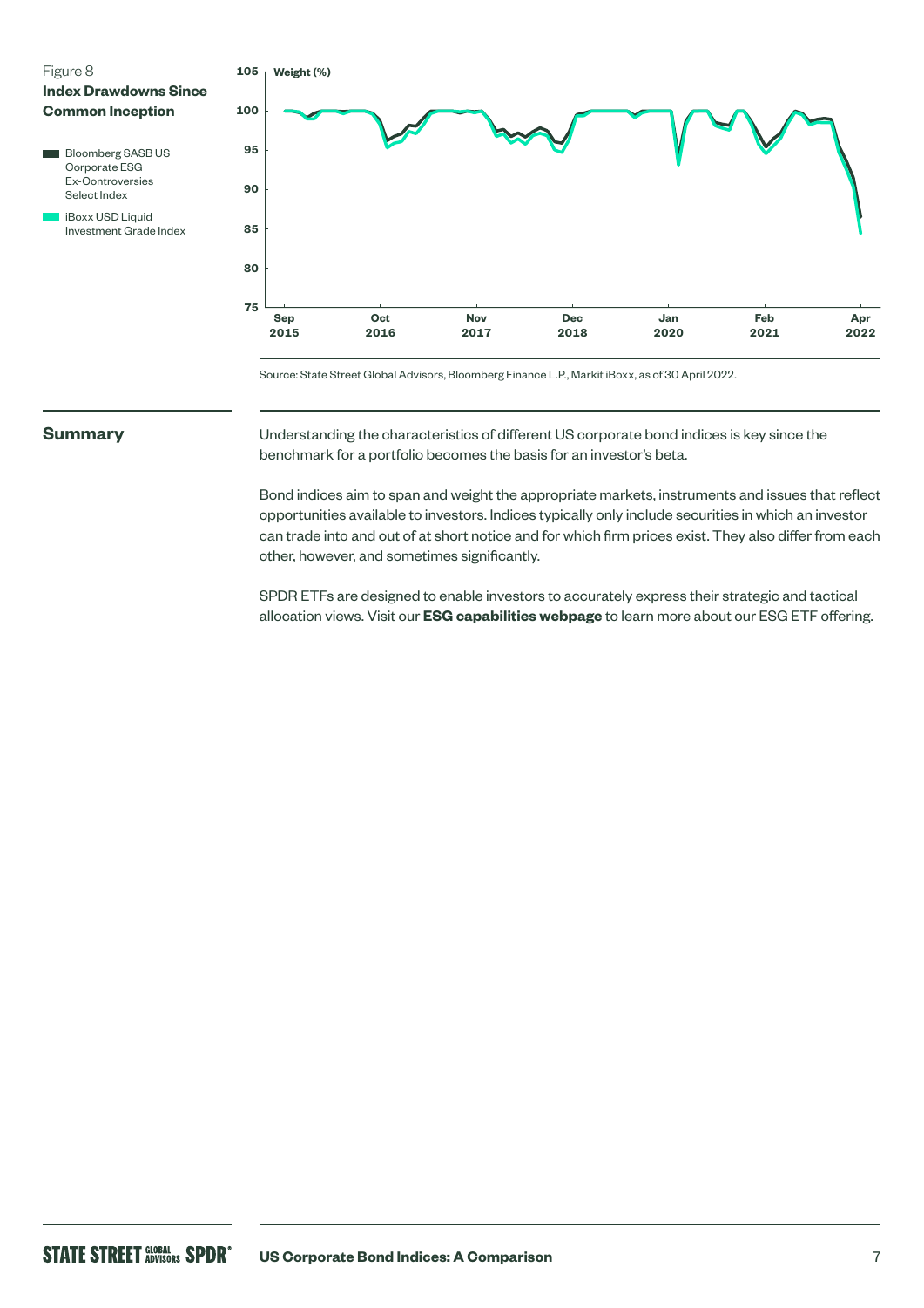Figure 8

**Index Drawdowns Since Common Inception**

- Bloomberg SASB US Corporate ESG Ex-Controversies Select Index
- iBoxx USD Liquid Investment Grade Index

Source: State Street Global Advisors, Bloomberg Finance L.P., Markit iBoxx, as of 30 April 2022.

## Summary

Understanding the characteristics of different US corporate bond indices is key since the benchmark for a portfolio becomes the basis for an investor's beta.

Bond indices aim to span and weight the appropriate markets, instruments and issues that reflect opportunities available to investors. Indices typically only include securities in which an investor can trade into and out of at short notice and for which firm prices exist. They also differ from each other, however, and sometimes significantly.

SPDR ETFs are designed to enable investors to accurately express their strategic and tactical allocation views. Visit our **ESG capabilities webpage** to learn more about our ESG ETF offering.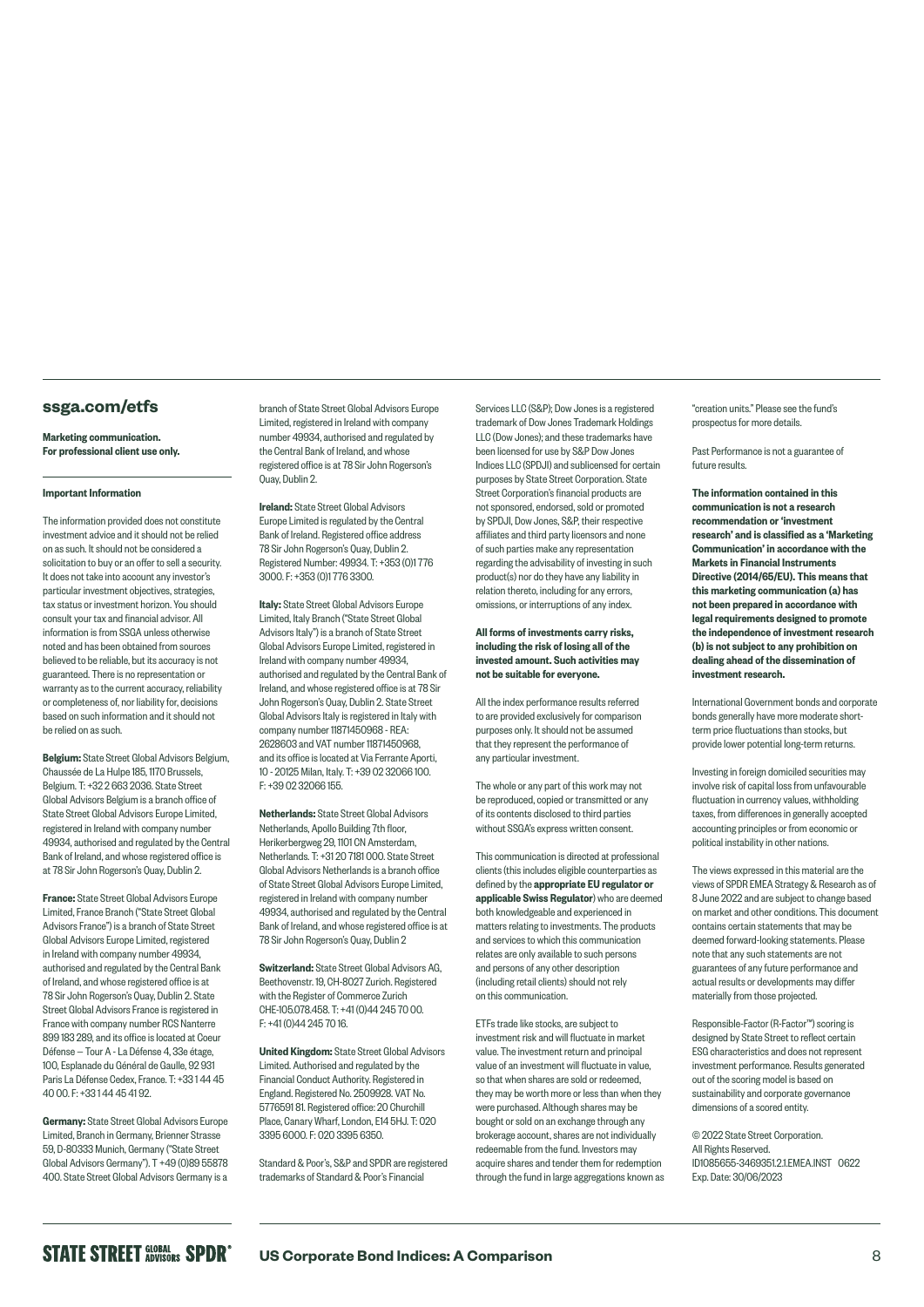**ssga.com/etfs**

**Marketing communication.**
**For professional client use only.**

**Important Information**

The information provided does not constitute investment advice and it should not be relied on as such. It should not be considered a solicitation to buy or an offer to sell a security. It does not take into account any investor's particular investment objectives, strategies, tax status or investment horizon. You should consult your tax and financial advisor. All information is from SSGA unless otherwise noted and has been obtained from sources believed to be reliable, but its accuracy is not guaranteed. There is no representation or warranty as to the current accuracy, reliability or completeness of, nor liability for, decisions based on such information and it should not be relied on as such.

**Belgium:** State Street Global Advisors Belgium, Chaussée de La Hulpe 185, 1170 Brussels, Belgium. T: +32 2 663 2036. State Street Global Advisors Belgium is a branch office of State Street Global Advisors Europe Limited, registered in Ireland with company number 49934, authorised and regulated by the Central Bank of Ireland, and whose registered office is at 78 Sir John Rogerson's Quay, Dublin 2.

**France:** State Street Global Advisors Europe Limited, France Branch ("State Street Global Advisors France") is a branch of State Street Global Advisors Europe Limited, registered in Ireland with company number 49934, authorised and regulated by the Central Bank of Ireland, and whose registered office is at 78 Sir John Rogerson's Quay, Dublin 2. State Street Global Advisors France is registered in France with company number RCS Nanterre 899 183 289, and its office is located at Coeur Défense — Tour A - La Défense 4, 33e étage, 100, Esplanade du Général de Gaulle, 92 931 Paris La Défense Cedex, France. T: +33 1 44 45 40 00. F: +33 1 44 45 41 92.

**Germany:** State Street Global Advisors Europe Limited, Branch in Germany, Brienner Strasse 59, D-80333 Munich, Germany ("State Street Global Advisors Germany"). T +49 (0)89 55878 400. State Street Global Advisors Germany is a branch of State Street Global Advisors Europe Limited, registered in Ireland with company number 49934, authorised and regulated by the Central Bank of Ireland, and whose registered office is at 78 Sir John Rogerson's Quay, Dublin 2.

**Ireland:** State Street Global Advisors Europe Limited is regulated by the Central Bank of Ireland. Registered office address 78 Sir John Rogerson's Quay, Dublin 2. Registered Number: 49934. T: +353 (0)1 776 3000. F: +353 (0)1 776 3300.

**Italy:** State Street Global Advisors Europe Limited, Italy Branch ("State Street Global Advisors Italy") is a branch of State Street Global Advisors Europe Limited, registered in Ireland with company number 49934, authorised and regulated by the Central Bank of Ireland, and whose registered office is at 78 Sir John Rogerson's Quay, Dublin 2. State Street Global Advisors Italy is registered in Italy with company number 11871450968 - REA: 2628603 and VAT number 11871450968, and its office is located at Via Ferrante Aporti, 10 - 20125 Milan, Italy. T: +39 02 32066 100. F: +39 02 32066 155.

**Netherlands:** State Street Global Advisors Netherlands, Apollo Building 7th floor, Herikerbergweg 29, 1101 CN Amsterdam, Netherlands. T: +31 20 7181 000. State Street Global Advisors Netherlands is a branch office of State Street Global Advisors Europe Limited, registered in Ireland with company number 49934, authorised and regulated by the Central Bank of Ireland, and whose registered office is at 78 Sir John Rogerson's Quay, Dublin 2

**Switzerland:** State Street Global Advisors AG, Beethovenstr. 19, CH-8027 Zurich. Registered with the Register of Commerce Zurich CHE-105.078.458. T: +41 (0)44 245 70 00. F: +41 (0)44 245 70 16.

**United Kingdom:** State Street Global Advisors Limited. Authorised and regulated by the Financial Conduct Authority. Registered in England. Registered No. 2509928. VAT No. 5776591 81. Registered office: 20 Churchill Place, Canary Wharf, London, E14 5HJ. T: 020 3395 6000. F: 020 3395 6350.

Standard & Poor's, S&P and SPDR are registered trademarks of Standard & Poor's Financial Services LLC (S&P); Dow Jones is a registered trademark of Dow Jones Trademark Holdings LLC (Dow Jones); and these trademarks have been licensed for use by S&P Dow Jones Indices LLC (SPDJI) and sublicensed for certain purposes by State Street Corporation. State Street Corporation's financial products are not sponsored, endorsed, sold or promoted by SPDJI, Dow Jones, S&P, their respective affiliates and third party licensors and none of such parties make any representation regarding the advisability of investing in such product(s) nor do they have any liability in relation thereto, including for any errors, omissions, or interruptions of any index.

**All forms of investments carry risks, including the risk of losing all of the invested amount. Such activities may not be suitable for everyone.**

All the index performance results referred to are provided exclusively for comparison purposes only. It should not be assumed that they represent the performance of any particular investment.

The whole or any part of this work may not be reproduced, copied or transmitted or any of its contents disclosed to third parties without SSGA's express written consent.

This communication is directed at professional clients (this includes eligible counterparties as defined by the **appropriate EU regulator or applicable Swiss Regulator**) who are deemed both knowledgeable and experienced in matters relating to investments. The products and services to which this communication relates are only available to such persons and persons of any other description (including retail clients) should not rely on this communication.

ETFs trade like stocks, are subject to investment risk and will fluctuate in market value. The investment return and principal value of an investment will fluctuate in value, so that when shares are sold or redeemed, they may be worth more or less than when they were purchased. Although shares may be bought or sold on an exchange through any brokerage account, shares are not individually redeemable from the fund. Investors may acquire shares and tender them for redemption through the fund in large aggregations known as "creation units." Please see the fund's prospectus for more details.

Past Performance is not a guarantee of future results.

**The information contained in this communication is not a research recommendation or 'investment research' and is classified as a 'Marketing Communication' in accordance with the Markets in Financial Instruments Directive (2014/65/EU). This means that this marketing communication (a) has not been prepared in accordance with legal requirements designed to promote the independence of investment research (b) is not subject to any prohibition on dealing ahead of the dissemination of investment research.**

International Government bonds and corporate bonds generally have more moderate short-term price fluctuations than stocks, but provide lower potential long-term returns.

Investing in foreign domiciled securities may involve risk of capital loss from unfavourable fluctuation in currency values, withholding taxes, from differences in generally accepted accounting principles or from economic or political instability in other nations.

The views expressed in this material are the views of SPDR EMEA Strategy & Research as of 8 June 2022 and are subject to change based on market and other conditions. This document contains certain statements that may be deemed forward-looking statements. Please note that any such statements are not guarantees of any future performance and actual results or developments may differ materially from those projected.

Responsible-Factor (R-Factor™) scoring is designed by State Street to reflect certain ESG characteristics and does not represent investment performance. Results generated out of the scoring model is based on sustainability and corporate governance dimensions of a scored entity.

© 2022 State Street Corporation.
All Rights Reserved.
ID1085655-3469351.2.1.EMEA.INST 0622
Exp. Date: 30/06/2023